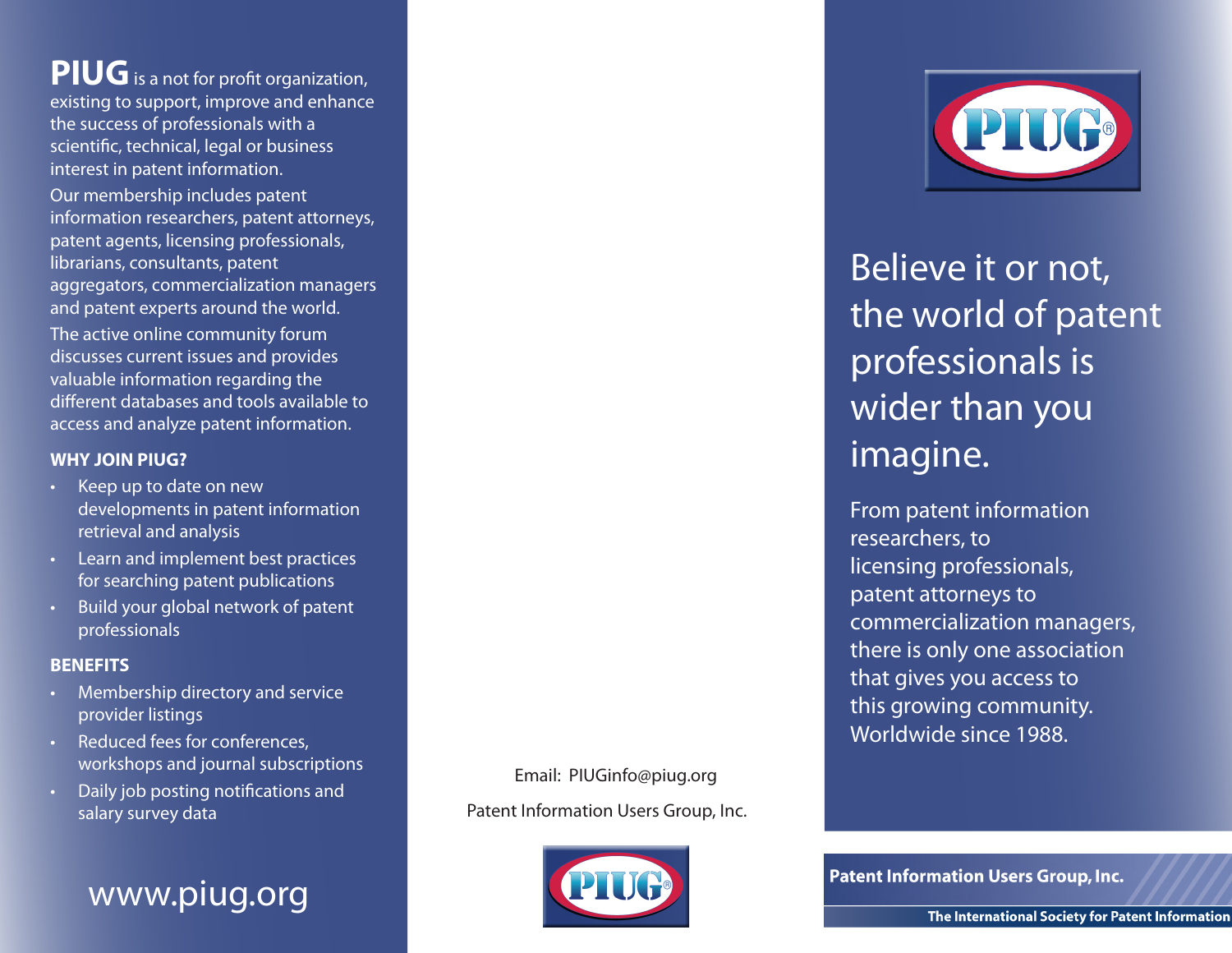**PIUG** is a not for profit organization, existing to support, improve and enhance the success of professionals with a scientific, technical, legal or business interest in patent information.

Our membership includes patent information researchers, patent attorneys, patent agents, licensing professionals, librarians, consultants, patent aggregators, commercialization managers and patent experts around the world.

The active online community forum discusses current issues and provides valuable information regarding the different databases and tools available to access and analyze patent information.

### WHY JOIN PIUG?

- Keep up to date on new developments in patent information retrieval and analysis
- Learn and implement best practices for searching patent publications
- Build your global network of patent professionals

### BENEFITS

- Membership directory and service provider listings
- Reduced fees for conferences, workshops and journal subscriptions
- Daily job posting notifications and salary survey data

www.piug.org

Email: PIUGinfo@piug.org

Patent Information Users Group, Inc.

PIUG®

PIUG®

# Believe it or not, the world of patent professionals is wider than you imagine.

From patent information researchers, to licensing professionals, patent attorneys to commercialization managers, there is only one association that gives you access to this growing community. Worldwide since 1988.

**Patent Information Users Group, Inc.**

**The International Society for Patent Information**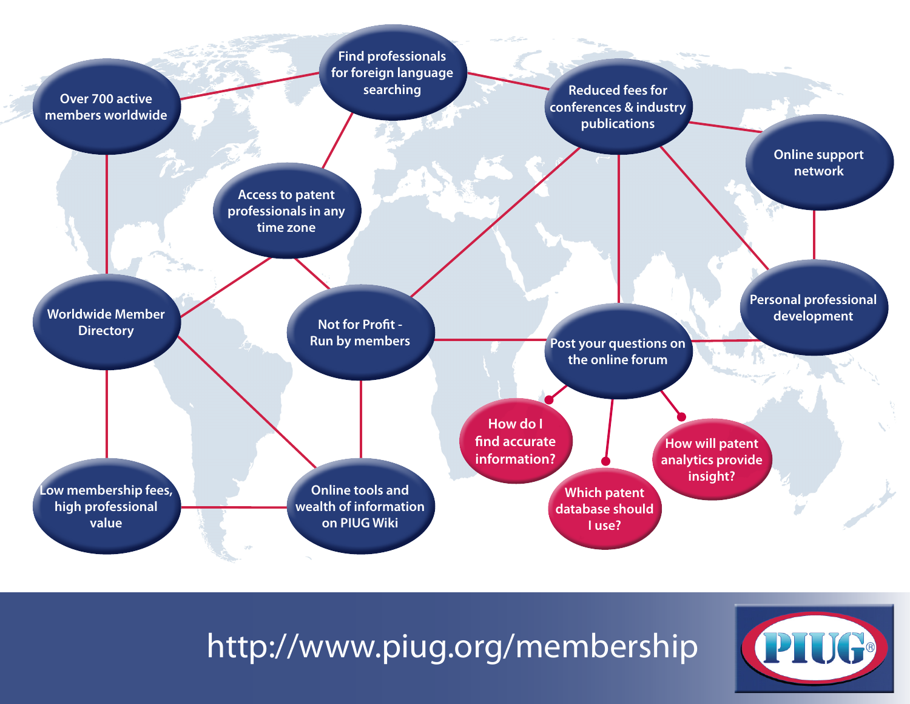Over 700 active members worldwide

Find professionals for foreign language searching

Reduced fees for conferences & industry publications

Online support network

Access to patent professionals in any time zone

Worldwide Member Directory

Not for Profit - Run by members

Post your questions on the online forum

Personal professional development

How do I find accurate information?

Which patent database should I use?

How will patent analytics provide insight?

Low membership fees, high professional value

Online tools and wealth of information on PIUG Wiki

http://www.piug.org/membership

PIUG®